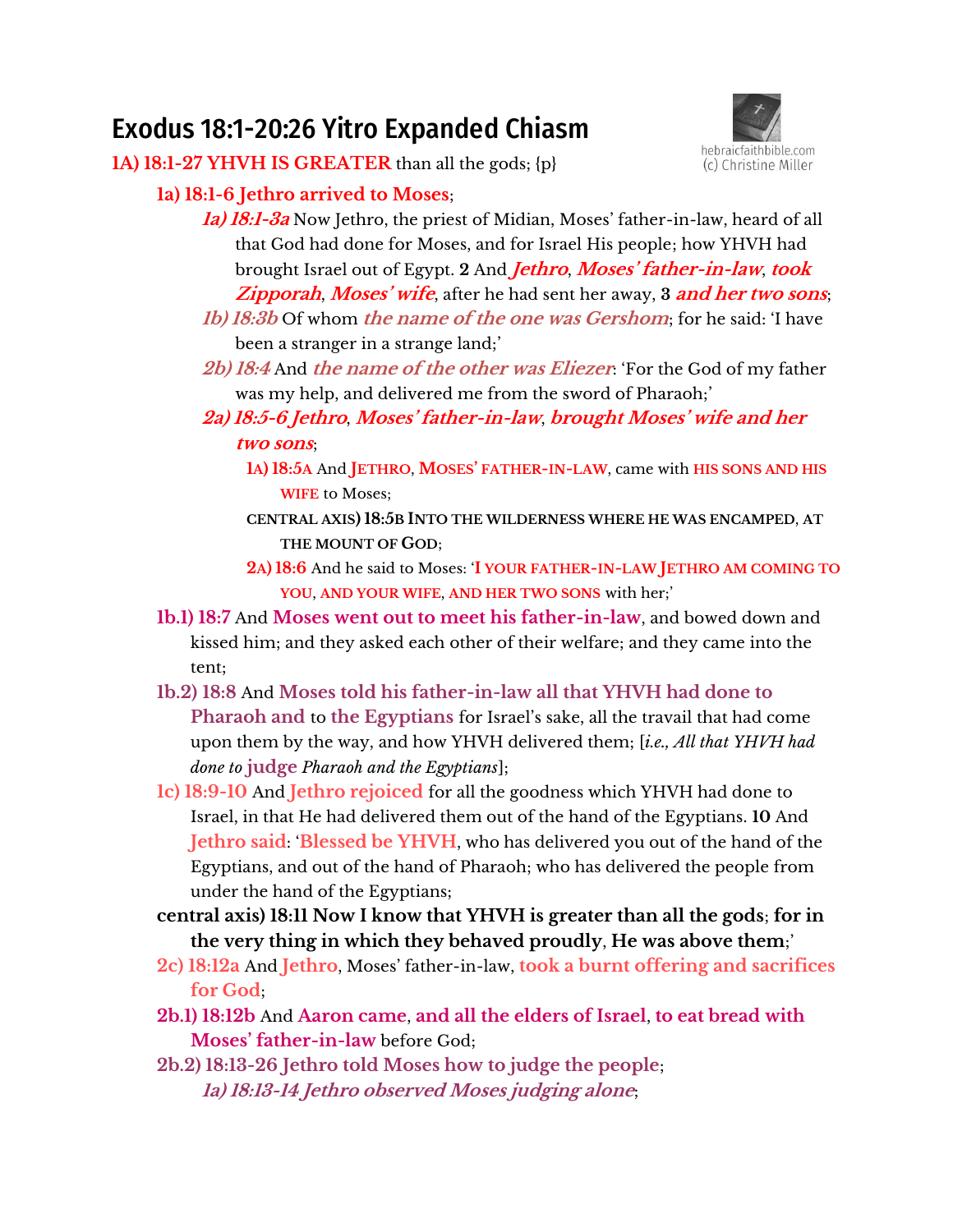# Exodus 18:1-20:26 Yitro Expanded Chiasm

hebraicfaithbible.com
(c) Christine Miller

**1A) 18:1-27 YHVH IS GREATER** than all the gods; {p}

- **1a) 18:1-6 Jethro arrived to Moses**;
  - ***1a) 18:1-3a*** Now Jethro, the priest of Midian, Moses' father-in-law, heard of all that God had done for Moses, and for Israel His people; how YHVH had brought Israel out of Egypt. **2** And ***Jethro***, ***Moses' father-in-law***, ***took Zipporah***, ***Moses' wife***, after he had sent her away, **3** ***and her two sons***;
  - ***1b) 18:3b*** Of whom ***the name of the one was Gershom***; for he said: 'I have been a stranger in a strange land;'
  - ***2b) 18:4*** And ***the name of the other was Eliezer***: 'For the God of my father was my help, and delivered me from the sword of Pharaoh;'
  - ***2a) 18:5-6 Jethro***, ***Moses' father-in-law***, ***brought Moses' wife and her two sons***;
    - **1A) 18:5A** And **JETHRO**, **MOSES' FATHER-IN-LAW**, came with **HIS SONS AND HIS WIFE** to Moses;
    - **CENTRAL AXIS) 18:5B INTO THE WILDERNESS WHERE HE WAS ENCAMPED**, **AT THE MOUNT OF GOD**;
    - **2A) 18:6** And he said to Moses: **'I YOUR FATHER-IN-LAW JETHRO AM COMING TO YOU**, **AND YOUR WIFE**, **AND HER TWO SONS** with her;'
- **1b.1) 18:7** And **Moses went out to meet his father-in-law**, and bowed down and kissed him; and they asked each other of their welfare; and they came into the tent;
- **1b.2) 18:8** And **Moses told his father-in-law all that YHVH had done to Pharaoh and** to **the Egyptians** for Israel's sake, all the travail that had come upon them by the way, and how YHVH delivered them; [*i.e., All that YHVH had done to* **judge** *Pharaoh and the Egyptians*];
- **1c) 18:9-10** And **Jethro rejoiced** for all the goodness which YHVH had done to Israel, in that He had delivered them out of the hand of the Egyptians. **10** And **Jethro said**: '**Blessed be YHVH**, who has delivered you out of the hand of the Egyptians, and out of the hand of Pharaoh; who has delivered the people from under the hand of the Egyptians;
- **central axis) 18:11 Now I know that YHVH is greater than all the gods**; **for in the very thing in which they behaved proudly**, **He was above them**;'
- **2c) 18:12a** And **Jethro**, Moses' father-in-law, **took a burnt offering and sacrifices for God**;
- **2b.1) 18:12b** And **Aaron came**, **and all the elders of Israel**, **to eat bread with Moses' father-in-law** before God;
- **2b.2) 18:13-26 Jethro told Moses how to judge the people**;
  - ***1a) 18:13-14 Jethro observed Moses judging alone***;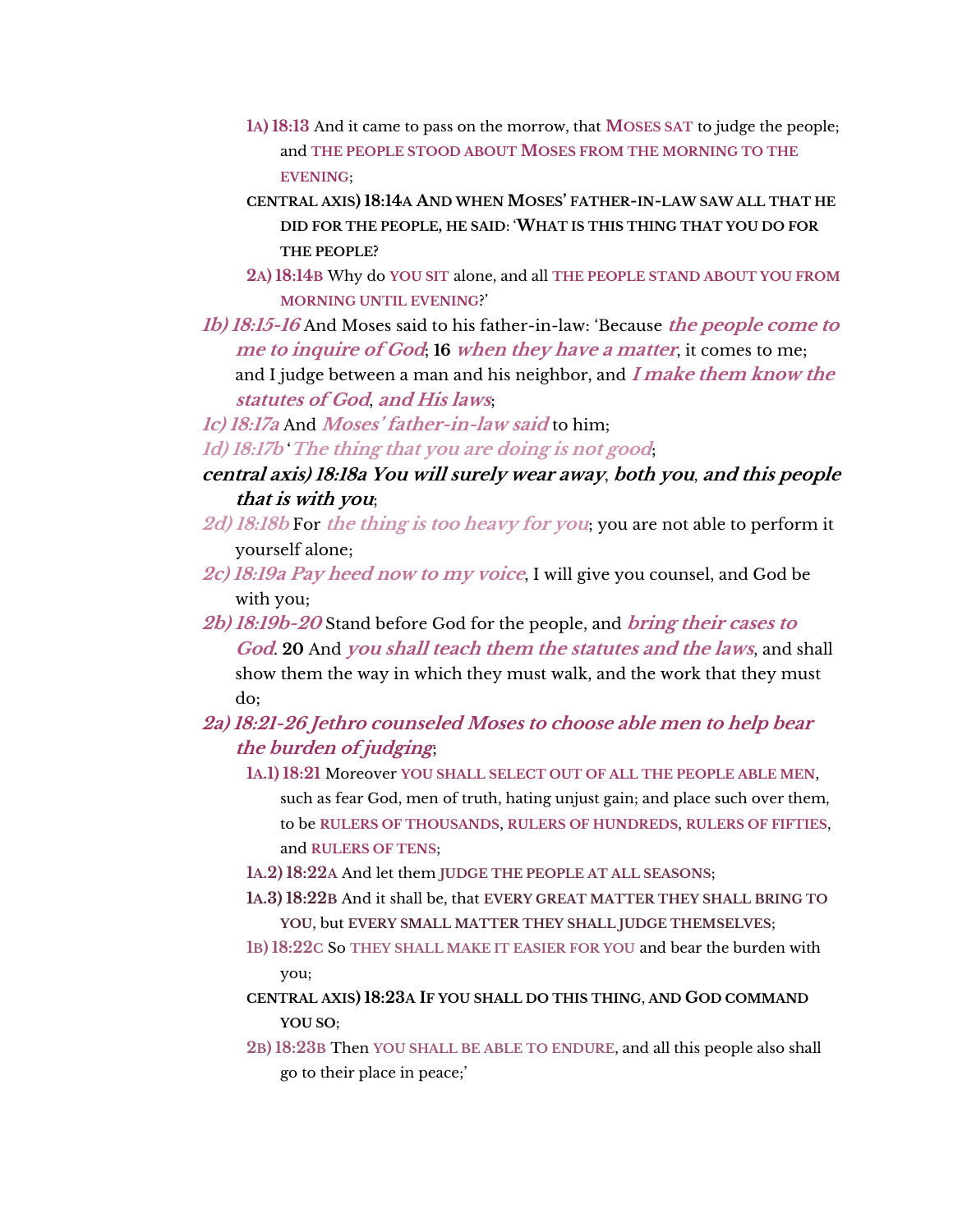- **1A) 18:13** And it came to pass on the morrow, that **MOSES SAT** to judge the people; and **THE PEOPLE STOOD ABOUT MOSES FROM THE MORNING TO THE EVENING**;
- **CENTRAL AXIS) 18:14A AND WHEN MOSES' FATHER-IN-LAW SAW ALL THAT HE DID FOR THE PEOPLE, HE SAID: 'WHAT IS THIS THING THAT YOU DO FOR THE PEOPLE?**
- **2A) 18:14B** Why do **YOU SIT** alone, and all **THE PEOPLE STAND ABOUT YOU FROM MORNING UNTIL EVENING**?'

***1b) 18:15-16*** And Moses said to his father-in-law: 'Because ***the people come to me to inquire of God***; **16** ***when they have a matter***, it comes to me; and I judge between a man and his neighbor, and ***I make them know the statutes of God***, ***and His laws***;

***1c) 18:17a*** And ***Moses' father-in-law said*** to him;

***1d) 18:17b*** '***The thing that you are doing is not good***;

***central axis) 18:18a You will surely wear away, both you, and this people that is with you***;

***2d) 18:18b*** For ***the thing is too heavy for you***; you are not able to perform it yourself alone;

***2c) 18:19a Pay heed now to my voice***, I will give you counsel, and God be with you;

***2b) 18:19b-20*** Stand before God for the people, and ***bring their cases to God***. **20** And ***you shall teach them the statutes and the laws***, and shall show them the way in which they must walk, and the work that they must do;

***2a) 18:21-26 Jethro counseled Moses to choose able men to help bear the burden of judging***;

- **1A.1) 18:21** Moreover **YOU SHALL SELECT OUT OF ALL THE PEOPLE ABLE MEN**, such as fear God, men of truth, hating unjust gain; and place such over them, to be **RULERS OF THOUSANDS**, **RULERS OF HUNDREDS**, **RULERS OF FIFTIES**, and **RULERS OF TENS**;
- **1A.2) 18:22A** And let them **JUDGE THE PEOPLE AT ALL SEASONS**;
- **1A.3) 18:22B** And it shall be, that **EVERY GREAT MATTER THEY SHALL BRING TO YOU**, but **EVERY SMALL MATTER THEY SHALL JUDGE THEMSELVES**;
- **1B) 18:22C** So **THEY SHALL MAKE IT EASIER FOR YOU** and bear the burden with you;
- **CENTRAL AXIS) 18:23A IF YOU SHALL DO THIS THING, AND GOD COMMAND YOU SO**;
- **2B) 18:23B** Then **YOU SHALL BE ABLE TO ENDURE**, and all this people also shall go to their place in peace;'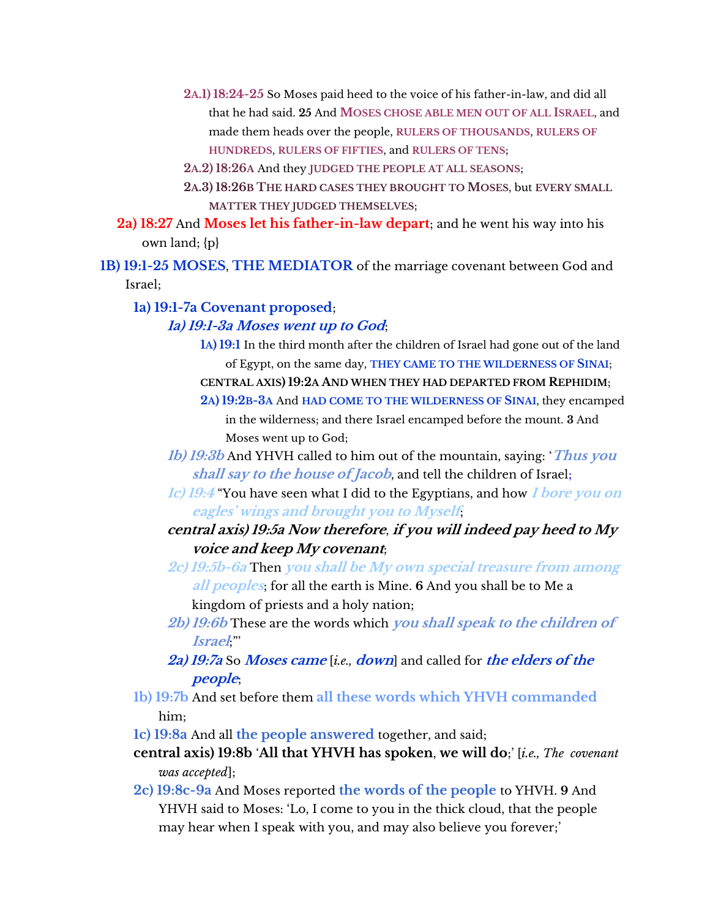**2A.1) 18:24-25** So Moses paid heed to the voice of his father-in-law, and did all that he had said. **25** And **MOSES CHOSE ABLE MEN OUT OF ALL ISRAEL**, and made them heads over the people, **RULERS OF THOUSANDS**, **RULERS OF HUNDREDS**, **RULERS OF FIFTIES**, and **RULERS OF TENS**;

**2A.2) 18:26A** And they **JUDGED THE PEOPLE AT ALL SEASONS**;

**2A.3) 18:26B THE HARD CASES THEY BROUGHT TO MOSES**, but **EVERY SMALL MATTER THEY JUDGED THEMSELVES**;

**2a) 18:27** And **Moses let his father-in-law depart**; and he went his way into his own land; {p}

**1B) 19:1-25 MOSES**, **THE MEDIATOR** of the marriage covenant between God and Israel;

**1a) 19:1-7a Covenant proposed**;

***1a) 19:1-3a Moses went up to God***;

**1A) 19:1** In the third month after the children of Israel had gone out of the land of Egypt, on the same day, **THEY CAME TO THE WILDERNESS OF SINAI**;

**CENTRAL AXIS) 19:2A AND WHEN THEY HAD DEPARTED FROM REPHIDIM**;

**2A) 19:2B-3A** And **HAD COME TO THE WILDERNESS OF SINAI**, they encamped in the wilderness; and there Israel encamped before the mount. **3** And Moses went up to God;

***1b) 19:3b*** And YHVH called to him out of the mountain, saying: '***Thus you shall say to the house of Jacob***, and tell the children of Israel;

***1c) 19:4*** "You have seen what I did to the Egyptians, and how ***I bore you on eagles' wings and brought you to Myself***;

***central axis) 19:5a Now therefore***, ***if you will indeed pay heed to My voice and keep My covenant***;

***2c) 19:5b-6a*** Then ***you shall be My own special treasure from among all peoples***; for all the earth is Mine. **6** And you shall be to Me a kingdom of priests and a holy nation;

***2b) 19:6b*** These are the words which ***you shall speak to the children of Israel***;"'

***2a) 19:7a*** So ***Moses came*** [*i.e.,* ***down***] and called for ***the elders of the people***;

**1b) 19:7b** And set before them **all these words which YHVH commanded** him;

**1c) 19:8a** And all **the people answered** together, and said;

**central axis) 19:8b** '**All that YHVH has spoken**, **we will do**;' [*i.e., The covenant was accepted*];

**2c) 19:8c-9a** And Moses reported **the words of the people** to YHVH. **9** And YHVH said to Moses: 'Lo, I come to you in the thick cloud, that the people may hear when I speak with you, and may also believe you forever;'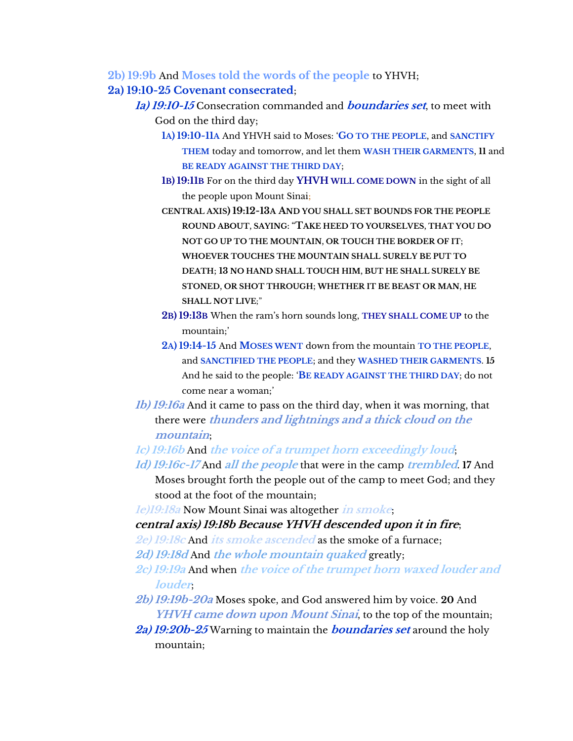**2b) 19:9b** And **Moses told the words of the people** to YHVH;

**2a) 19:10-25 Covenant consecrated**;

- ***1a) 19:10-15*** Consecration commanded and ***boundaries set***, to meet with God on the third day;
    - **1A) 19:10-11A** And YHVH said to Moses: '**GO TO THE PEOPLE**, and **SANCTIFY THEM** today and tomorrow, and let them **WASH THEIR GARMENTS**, **11** and **BE READY AGAINST THE THIRD DAY**;
    - **1B) 19:11B** For on the third day **YHVH WILL COME DOWN** in the sight of all the people upon Mount Sinai;
    - **CENTRAL AXIS) 19:12-13A AND YOU SHALL SET BOUNDS FOR THE PEOPLE ROUND ABOUT, SAYING: "TAKE HEED TO YOURSELVES, THAT YOU DO NOT GO UP TO THE MOUNTAIN, OR TOUCH THE BORDER OF IT; WHOEVER TOUCHES THE MOUNTAIN SHALL SURELY BE PUT TO DEATH; 13 NO HAND SHALL TOUCH HIM, BUT HE SHALL SURELY BE STONED, OR SHOT THROUGH; WHETHER IT BE BEAST OR MAN, HE SHALL NOT LIVE;"**
    - **2B) 19:13B** When the ram's horn sounds long, **THEY SHALL COME UP** to the mountain;'
    - **2A) 19:14-15** And **MOSES WENT** down from the mountain **TO THE PEOPLE**, and **SANCTIFIED THE PEOPLE**; and they **WASHED THEIR GARMENTS**. **15** And he said to the people: '**BE READY AGAINST THE THIRD DAY**; do not come near a woman;'
- ***1b) 19:16a*** And it came to pass on the third day, when it was morning, that there were ***thunders and lightnings and a thick cloud on the mountain***;
- ***1c) 19:16b*** And ***the voice of a trumpet horn exceedingly loud***;
- ***1d) 19:16c-17*** And ***all the people*** that were in the camp ***trembled***. **17** And Moses brought forth the people out of the camp to meet God; and they stood at the foot of the mountain;
- ***1e) 19:18a*** Now Mount Sinai was altogether ***in smoke***;
- ***central axis) 19:18b Because YHVH descended upon it in fire***;
- ***2e) 19:18c*** And ***its smoke ascended*** as the smoke of a furnace;
- ***2d) 19:18d*** And ***the whole mountain quaked*** greatly;
- ***2c) 19:19a*** And when ***the voice of the trumpet horn waxed louder and louder***;
- ***2b) 19:19b-20a*** Moses spoke, and God answered him by voice. **20** And ***YHVH came down upon Mount Sinai***, to the top of the mountain;
- ***2a) 19:20b-25*** Warning to maintain the ***boundaries set*** around the holy mountain;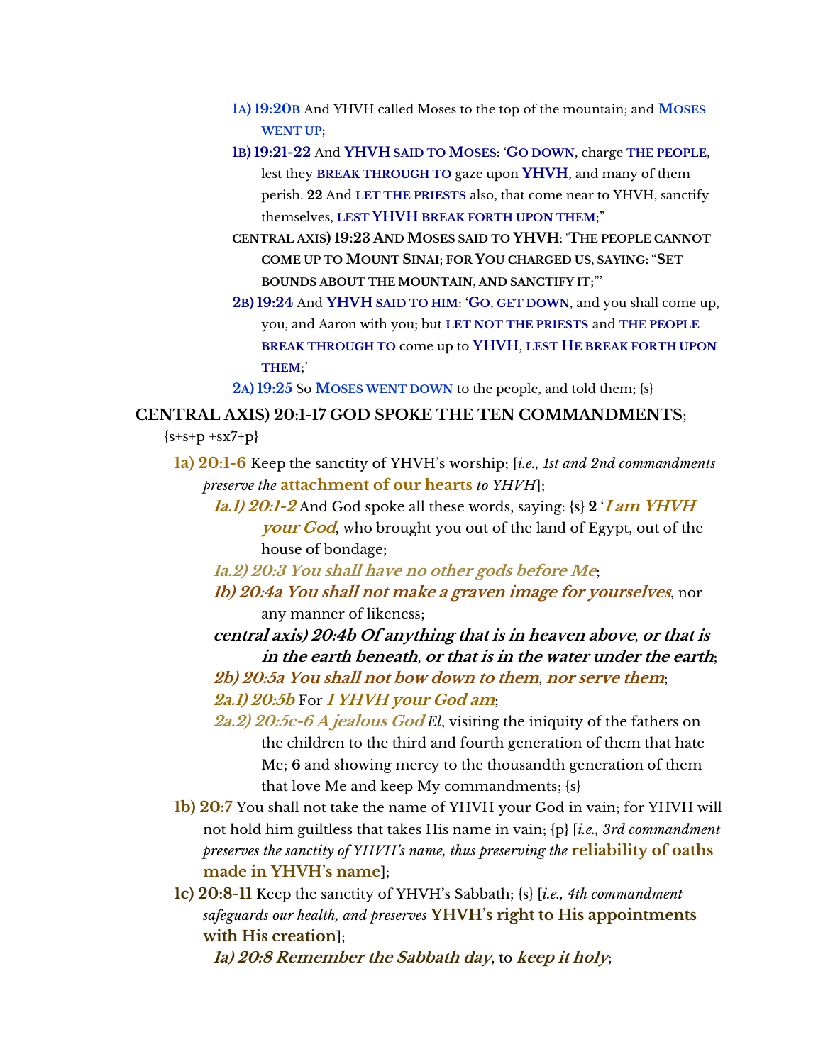**1a) 19:20b** And YHVH called Moses to the top of the mountain; and **Moses went up**;

**1b) 19:21-22** And **YHVH said to Moses**: '**Go down**, charge **the people**, lest they **break through to** gaze upon **YHVH**, and many of them perish. **22** And **let the priests** also, that come near to YHVH, sanctify themselves, **lest YHVH break forth upon them**;"

**central axis) 19:23 And Moses said to YHVH: 'The people cannot come up to Mount Sinai; for You charged us, saying: "Set bounds about the mountain, and sanctify it;"'**

**2b) 19:24** And **YHVH said to him**: '**Go, get down**, and you shall come up, you, and Aaron with you; but **let not the priests** and **the people break through to** come up to **YHVH**, **lest He break forth upon them**;'

**2a) 19:25** So **Moses went down** to the people, and told them; {s}

**CENTRAL AXIS) 20:1-17 GOD SPOKE THE TEN COMMANDMENTS**; {s+s+p +sx7+p}

**1a) 20:1-6** Keep the sanctity of YHVH's worship; [*i.e., 1st and 2nd commandments preserve the* **attachment of our hearts** *to YHVH*];

***1a.1) 20:1-2*** And God spoke all these words, saying: {s} **2** '***I am YHVH your God***, who brought you out of the land of Egypt, out of the house of bondage;

***1a.2) 20:3 You shall have no other gods before Me***;

***1b) 20:4a You shall not make a graven image for yourselves***, nor any manner of likeness;

***central axis) 20:4b Of anything that is in heaven above, or that is in the earth beneath, or that is in the water under the earth***;

***2b) 20:5a You shall not bow down to them, nor serve them***;

***2a.1) 20:5b*** For ***I YHVH your God am***;

***2a.2) 20:5c-6 A jealous God*** *El*, visiting the iniquity of the fathers on the children to the third and fourth generation of them that hate Me; **6** and showing mercy to the thousandth generation of them that love Me and keep My commandments; {s}

**1b) 20:7** You shall not take the name of YHVH your God in vain; for YHVH will not hold him guiltless that takes His name in vain; {p} [*i.e., 3rd commandment preserves the sanctity of YHVH's name, thus preserving the* **reliability of oaths made in YHVH's name**];

**1c) 20:8-11** Keep the sanctity of YHVH's Sabbath; {s} [*i.e., 4th commandment safeguards our health, and preserves* **YHVH's right to His appointments with His creation**];

***1a) 20:8 Remember the Sabbath day***, to ***keep it holy***;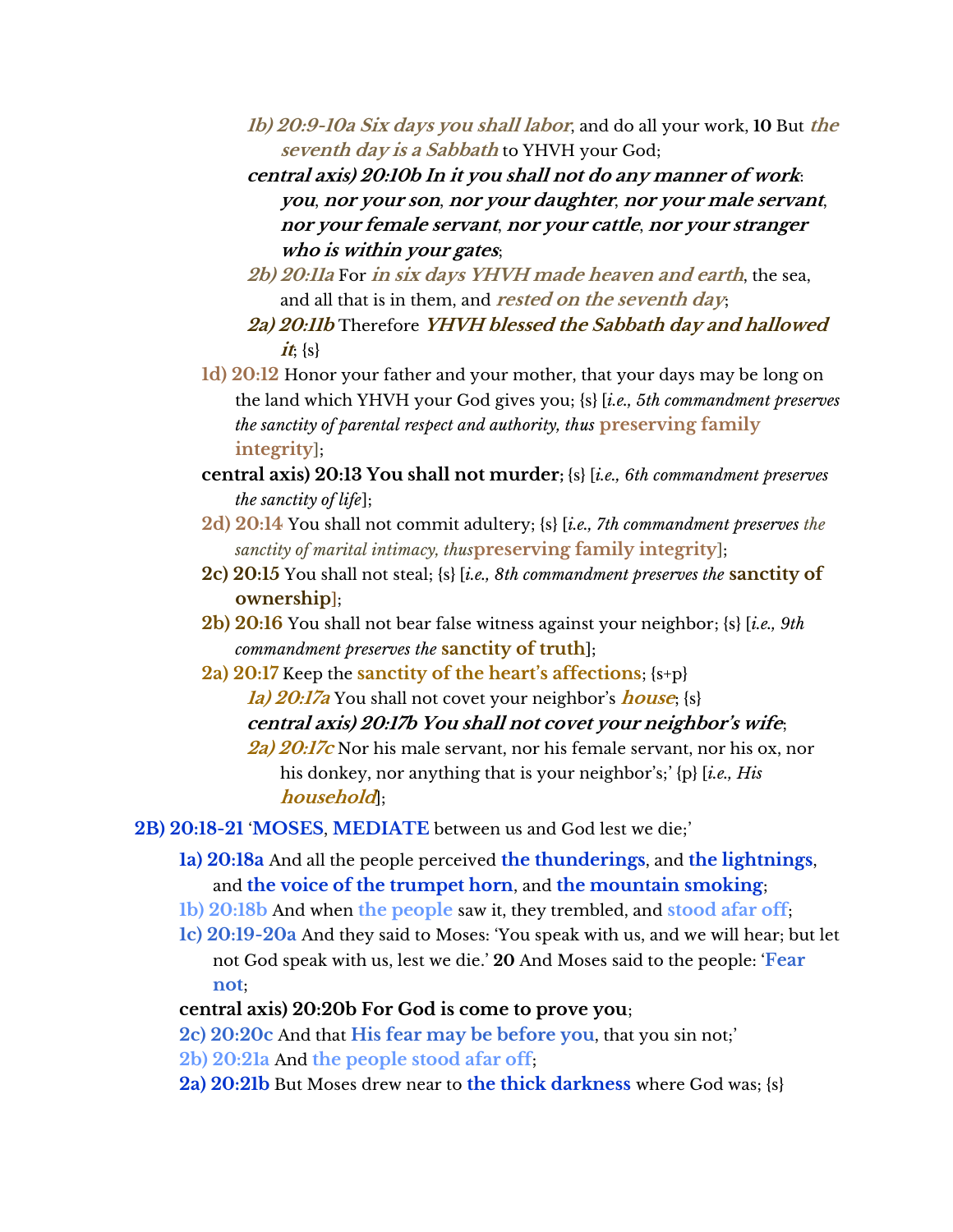***1b) 20:9-10a Six days you shall labor***, and do all your work, **10** But ***the seventh day is a Sabbath*** to YHVH your God;

***central axis) 20:10b In it you shall not do any manner of work***: ***you***, ***nor your son***, ***nor your daughter***, ***nor your male servant***, ***nor your female servant***, ***nor your cattle***, ***nor your stranger who is within your gates***;

***2b) 20:11a*** For ***in six days YHVH made heaven and earth***, the sea, and all that is in them, and ***rested on the seventh day***;

***2a) 20:11b*** Therefore ***YHVH blessed the Sabbath day and hallowed it***; {s}

**1d) 20:12** Honor your father and your mother, that your days may be long on the land which YHVH your God gives you; {s} [*i.e., 5th commandment preserves the sanctity of parental respect and authority, thus* **preserving family integrity**];

**central axis) 20:13 You shall not murder**; {s} [*i.e., 6th commandment preserves the sanctity of life*];

**2d) 20:14** You shall not commit adultery; {s} [*i.e., 7th commandment preserves the sanctity of marital intimacy, thus***preserving family integrity**];

**2c) 20:15** You shall not steal; {s} [*i.e., 8th commandment preserves the* **sanctity of ownership**];

**2b) 20:16** You shall not bear false witness against your neighbor; {s} [*i.e., 9th commandment preserves the* **sanctity of truth**];

**2a) 20:17** Keep the **sanctity of the heart's affections**; {s+p}

***1a) 20:17a*** You shall not covet your neighbor's ***house***; {s}

***central axis) 20:17b You shall not covet your neighbor's wife***;

***2a) 20:17c*** Nor his male servant, nor his female servant, nor his ox, nor his donkey, nor anything that is your neighbor's;' {p} [*i.e., His* ***household***];

**2B) 20:18-21** '**MOSES**, **MEDIATE** between us and God lest we die;'

**1a) 20:18a** And all the people perceived **the thunderings**, and **the lightnings**, and **the voice of the trumpet horn**, and **the mountain smoking**;

**1b) 20:18b** And when **the people** saw it, they trembled, and **stood afar off**;

**1c) 20:19-20a** And they said to Moses: 'You speak with us, and we will hear; but let not God speak with us, lest we die.' **20** And Moses said to the people: '**Fear not**;

**central axis) 20:20b For God is come to prove you**;

**2c) 20:20c** And that **His fear may be before you**, that you sin not;'

**2b) 20:21a** And **the people stood afar off**;

**2a) 20:21b** But Moses drew near to **the thick darkness** where God was; {s}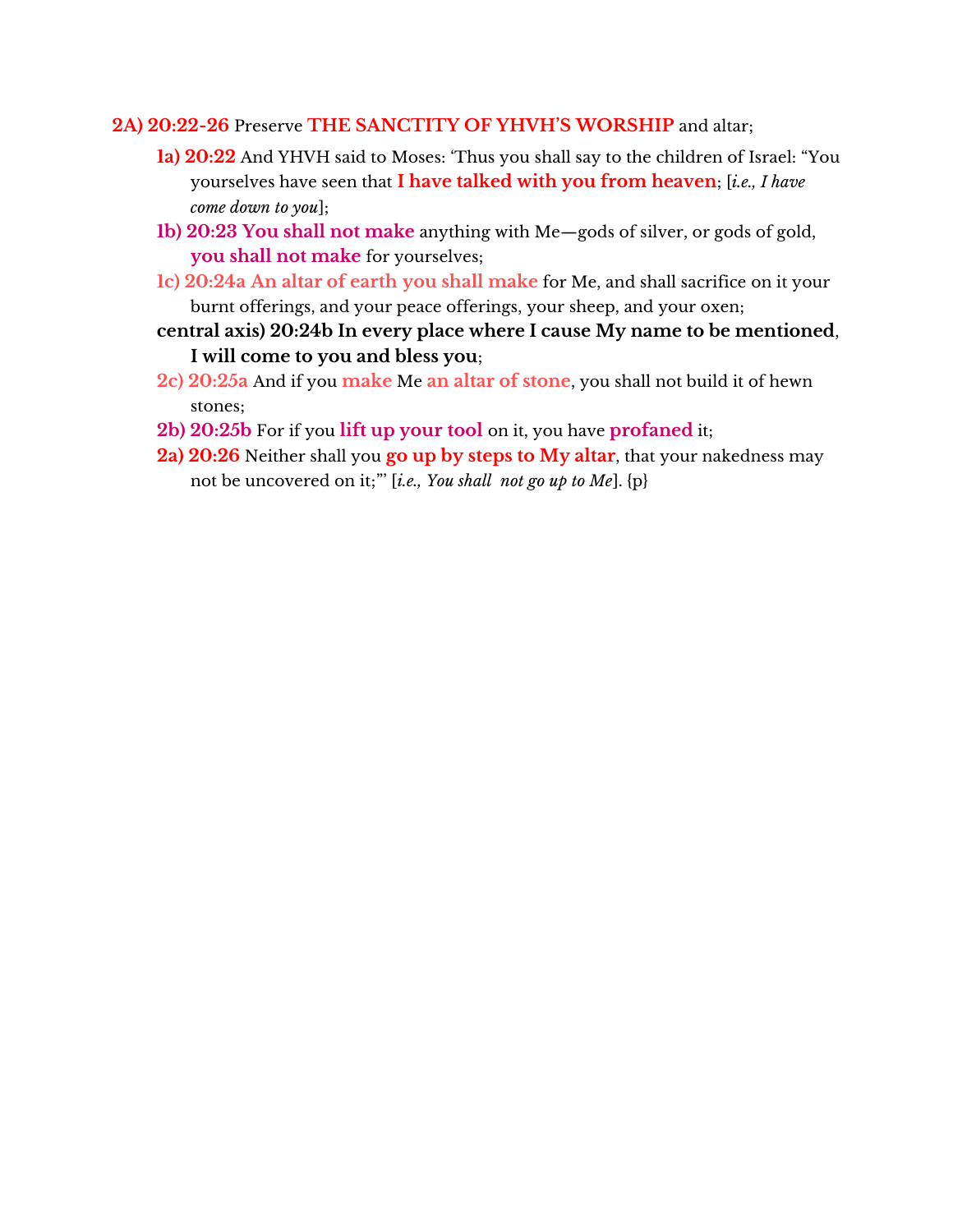**2A) 20:22-26** Preserve **THE SANCTITY OF YHVH'S WORSHIP** and altar;

- **1a) 20:22** And YHVH said to Moses: 'Thus you shall say to the children of Israel: "You yourselves have seen that **I have talked with you from heaven**; [*i.e., I have come down to you*];
- **1b) 20:23 You shall not make** anything with Me—gods of silver, or gods of gold, **you shall not make** for yourselves;
- **1c) 20:24a An altar of earth you shall make** for Me, and shall sacrifice on it your burnt offerings, and your peace offerings, your sheep, and your oxen;
- **central axis) 20:24b In every place where I cause My name to be mentioned**, **I will come to you and bless you**;
- **2c) 20:25a** And if you **make** Me **an altar of stone**, you shall not build it of hewn stones;
- **2b) 20:25b** For if you **lift up your tool** on it, you have **profaned** it;
- **2a) 20:26** Neither shall you **go up by steps to My altar**, that your nakedness may not be uncovered on it;"' [*i.e., You shall not go up to Me*]. {p}